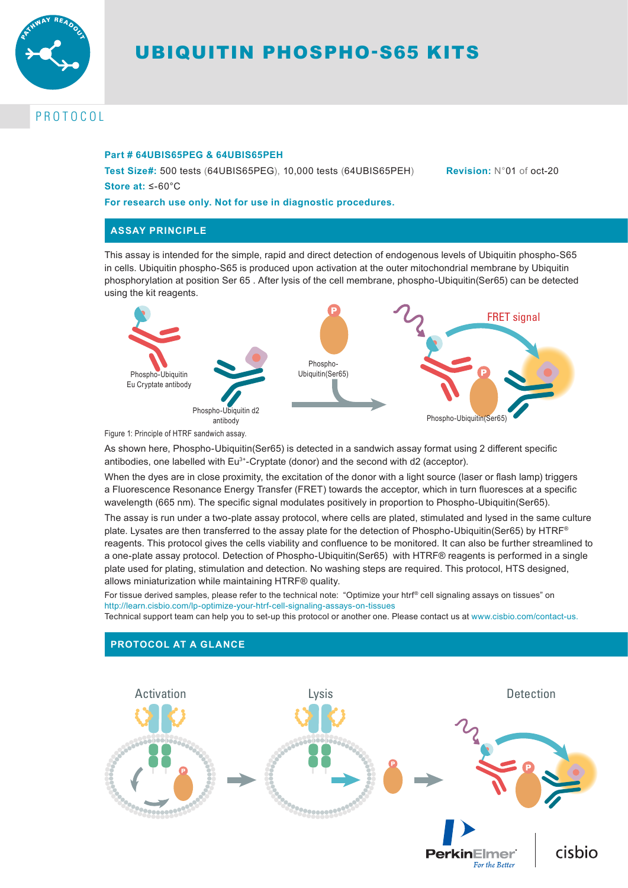# UBIQUITIN PHOSPHO-S65 KITS

PROTOCOL

**Part # 64UBIS65PEG & 64UBIS65PEH**

**Test Size#:** 500 tests (64UBIS65PEG), 10,000 tests (64UBIS65PEH)

**Revision:** N°01 of oct-20

**Store at:** ≤-60°C

**For research use only. Not for use in diagnostic procedures.**

## ASSAY PRINCIPLE

This assay is intended for the simple, rapid and direct detection of endogenous levels of Ubiquitin phospho-S65 in cells. Ubiquitin phospho-S65 is produced upon activation at the outer mitochondrial membrane by Ubiquitin phosphorylation at position Ser 65 . After lysis of the cell membrane, phospho-Ubiquitin(Ser65) can be detected using the kit reagents.

Phospho-Ubiquitin Eu Cryptate antibody

Phospho-Ubiquitin d2 antibody

Phospho-Ubiquitin(Ser65)

FRET signal

Phospho-Ubiquitin(Ser65)

Figure 1: Principle of HTRF sandwich assay.

As shown here, Phospho-Ubiquitin(Ser65) is detected in a sandwich assay format using 2 different specific antibodies, one labelled with $Eu^{3+}$-Cryptate (donor) and the second with d2 (acceptor).

When the dyes are in close proximity, the excitation of the donor with a light source (laser or flash lamp) triggers a Fluorescence Resonance Energy Transfer (FRET) towards the acceptor, which in turn fluoresces at a specific wavelength (665 nm). The specific signal modulates positively in proportion to Phospho-Ubiquitin(Ser65).

The assay is run under a two-plate assay protocol, where cells are plated, stimulated and lysed in the same culture plate. Lysates are then transferred to the assay plate for the detection of Phospho-Ubiquitin(Ser65) by HTRF® reagents. This protocol gives the cells viability and confluence to be monitored. It can also be further streamlined to a one-plate assay protocol. Detection of Phospho-Ubiquitin(Ser65) with HTRF® reagents is performed in a single plate used for plating, stimulation and detection. No washing steps are required. This protocol, HTS designed, allows miniaturization while maintaining HTRF® quality.

For tissue derived samples, please refer to the technical note: "Optimize your htrf® cell signaling assays on tissues" on http://learn.cisbio.com/lp-optimize-your-htrf-cell-signaling-assays-on-tissues

Technical support team can help you to set-up this protocol or another one. Please contact us at www.cisbio.com/contact-us.

## PROTOCOL AT A GLANCE

Activation → Lysis → Detection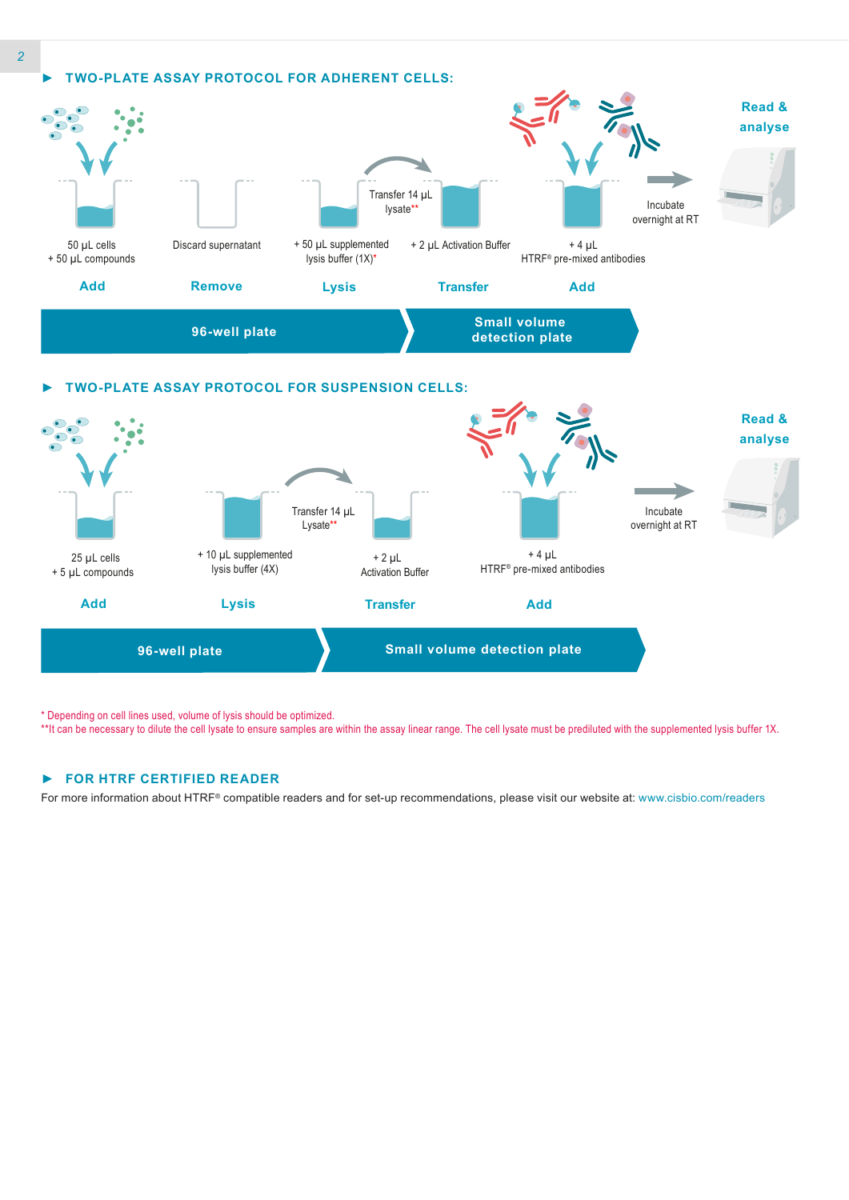## ▶ TWO-PLATE ASSAY PROTOCOL FOR ADHERENT CELLS:

**Add** – 50 µL cells + 50 µL compounds

**Remove** – Discard supernatant

**Lysis** – + 50 µL supplemented lysis buffer (1X)*

**Transfer** – Transfer 14 µL lysate** ; + 2 µL Activation Buffer

**Add** – + 4 µL HTRF® pre-mixed antibodies

Incubate overnight at RT

**Read & analyse**

96-well plate → Small volume detection plate

## ▶ TWO-PLATE ASSAY PROTOCOL FOR SUSPENSION CELLS:

**Add** – 25 µL cells + 5 µL compounds

**Lysis** – + 10 µL supplemented lysis buffer (4X)

**Transfer** – Transfer 14 µL Lysate** ; + 2 µL Activation Buffer

**Add** – + 4 µL HTRF® pre-mixed antibodies

Incubate overnight at RT

**Read & analyse**

96-well plate → Small volume detection plate

\* Depending on cell lines used, volume of lysis should be optimized.

\*\*It can be necessary to dilute the cell lysate to ensure samples are within the assay linear range. The cell lysate must be prediluted with the supplemented lysis buffer 1X.

## ▶ FOR HTRF CERTIFIED READER

For more information about HTRF® compatible readers and for set-up recommendations, please visit our website at: www.cisbio.com/readers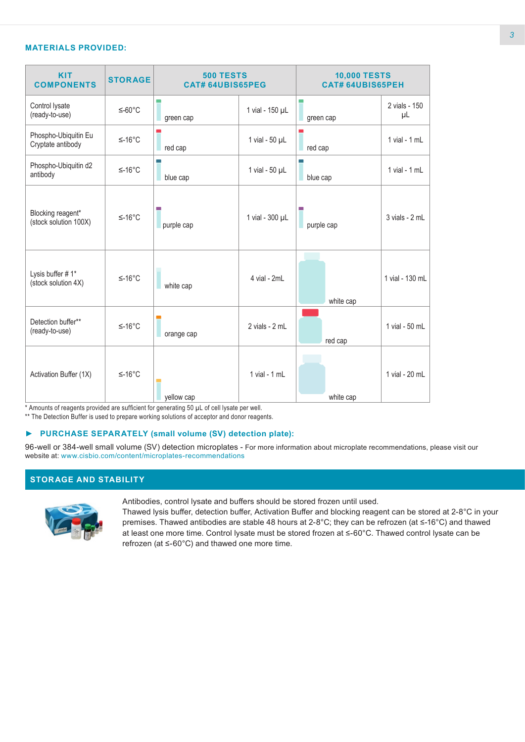## MATERIALS PROVIDED:

| KIT COMPONENTS | STORAGE | 500 TESTS CAT# 64UBIS65PEG | | 10,000 TESTS CAT# 64UBIS65PEH | |
|---|---|---|---|---|---|
| Control lysate (ready-to-use) | ≤-60°C | green cap | 1 vial - 150 µL | green cap | 2 vials - 150 µL |
| Phospho-Ubiquitin Eu Cryptate antibody | ≤-16°C | red cap | 1 vial - 50 µL | red cap | 1 vial - 1 mL |
| Phospho-Ubiquitin d2 antibody | ≤-16°C | blue cap | 1 vial - 50 µL | blue cap | 1 vial - 1 mL |
| Blocking reagent* (stock solution 100X) | ≤-16°C | purple cap | 1 vial - 300 µL | purple cap | 3 vials - 2 mL |
| Lysis buffer # 1* (stock solution 4X) | ≤-16°C | white cap | 4 vial - 2mL | white cap | 1 vial - 130 mL |
| Detection buffer** (ready-to-use) | ≤-16°C | orange cap | 2 vials - 2 mL | red cap | 1 vial - 50 mL |
| Activation Buffer (1X) | ≤-16°C | yellow cap | 1 vial - 1 mL | white cap | 1 vial - 20 mL |

* Amounts of reagents provided are sufficient for generating 50 µL of cell lysate per well.

** The Detection Buffer is used to prepare working solutions of acceptor and donor reagents.

### ► PURCHASE SEPARATELY (small volume (SV) detection plate):

96-well or 384-well small volume (SV) detection microplates - For more information about microplate recommendations, please visit our website at: www.cisbio.com/content/microplates-recommendations

## STORAGE AND STABILITY

Antibodies, control lysate and buffers should be stored frozen until used.
Thawed lysis buffer, detection buffer, Activation Buffer and blocking reagent can be stored at 2-8°C in your premises. Thawed antibodies are stable 48 hours at 2-8°C; they can be refrozen (at ≤-16°C) and thawed at least one more time. Control lysate must be stored frozen at ≤-60°C. Thawed control lysate can be refrozen (at ≤-60°C) and thawed one more time.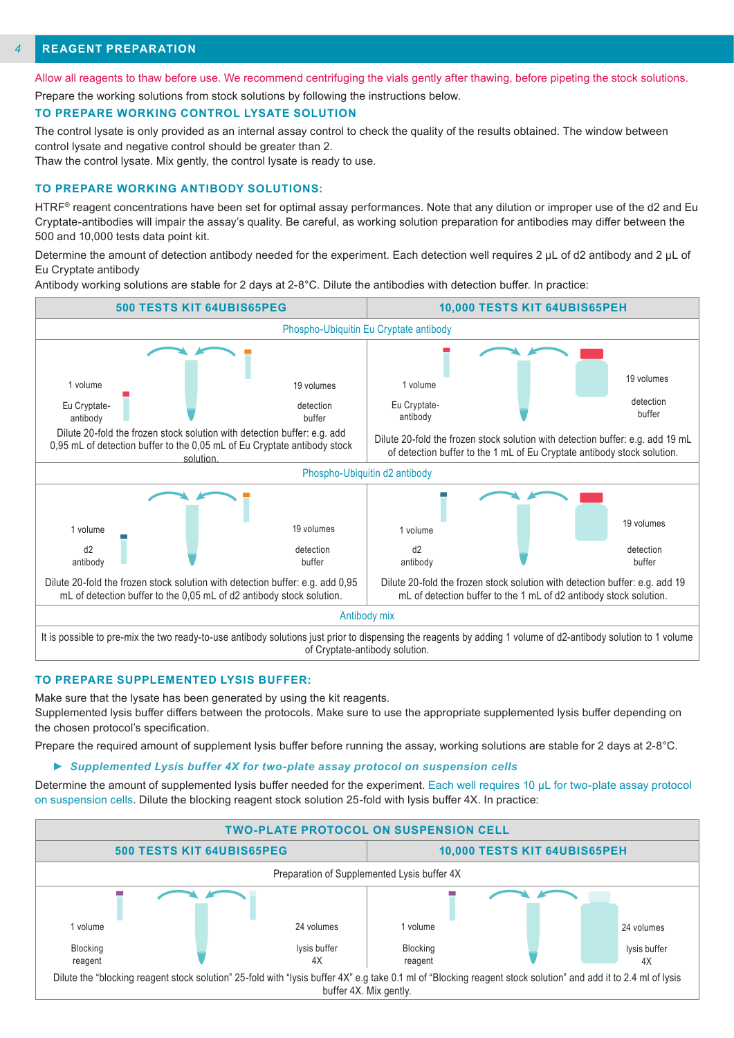## 4 REAGENT PREPARATION

Allow all reagents to thaw before use. We recommend centrifuging the vials gently after thawing, before pipeting the stock solutions.

Prepare the working solutions from stock solutions by following the instructions below.

### TO PREPARE WORKING CONTROL LYSATE SOLUTION

The control lysate is only provided as an internal assay control to check the quality of the results obtained. The window between control lysate and negative control should be greater than 2.

Thaw the control lysate. Mix gently, the control lysate is ready to use.

### TO PREPARE WORKING ANTIBODY SOLUTIONS:

HTRF® reagent concentrations have been set for optimal assay performances. Note that any dilution or improper use of the d2 and Eu Cryptate-antibodies will impair the assay's quality. Be careful, as working solution preparation for antibodies may differ between the 500 and 10,000 tests data point kit.

Determine the amount of detection antibody needed for the experiment. Each detection well requires 2 µL of d2 antibody and 2 µL of Eu Cryptate antibody

Antibody working solutions are stable for 2 days at 2-8°C. Dilute the antibodies with detection buffer. In practice:

| 500 TESTS KIT 64UBIS65PEG | 10,000 TESTS KIT 64UBIS65PEH |
|---|---|
| **Phospho-Ubiquitin Eu Cryptate antibody** | |
| 1 volume Eu Cryptate-antibody; 19 volumes detection buffer. Dilute 20-fold the frozen stock solution with detection buffer: e.g. add 0,95 mL of detection buffer to the 0,05 mL of Eu Cryptate antibody stock solution. | 1 volume Eu Cryptate-antibody; 19 volumes detection buffer. Dilute 20-fold the frozen stock solution with detection buffer: e.g. add 19 mL of detection buffer to the 1 mL of Eu Cryptate antibody stock solution. |
| **Phospho-Ubiquitin d2 antibody** | |
| 1 volume d2 antibody; 19 volumes detection buffer. Dilute 20-fold the frozen stock solution with detection buffer: e.g. add 0,95 mL of detection buffer to the 0,05 mL of d2 antibody stock solution. | 1 volume d2 antibody; 19 volumes detection buffer. Dilute 20-fold the frozen stock solution with detection buffer: e.g. add 19 mL of detection buffer to the 1 mL of d2 antibody stock solution. |
| **Antibody mix** | |
| It is possible to pre-mix the two ready-to-use antibody solutions just prior to dispensing the reagents by adding 1 volume of d2-antibody solution to 1 volume of Cryptate-antibody solution. | |

### TO PREPARE SUPPLEMENTED LYSIS BUFFER:

Make sure that the lysate has been generated by using the kit reagents.

Supplemented lysis buffer differs between the protocols. Make sure to use the appropriate supplemented lysis buffer depending on the chosen protocol's specification.

Prepare the required amount of supplement lysis buffer before running the assay, working solutions are stable for 2 days at 2-8°C.

► ***Supplemented Lysis buffer 4X for two-plate assay protocol on suspension cells***

Determine the amount of supplemented lysis buffer needed for the experiment. Each well requires 10 µL for two-plate assay protocol on suspension cells. Dilute the blocking reagent stock solution 25-fold with lysis buffer 4X. In practice:

| TWO-PLATE PROTOCOL ON SUSPENSION CELL | |
|---|---|
| **500 TESTS KIT 64UBIS65PEG** | **10,000 TESTS KIT 64UBIS65PEH** |
| **Preparation of Supplemented Lysis buffer 4X** | |
| 1 volume Blocking reagent; 24 volumes lysis buffer 4X | 1 volume Blocking reagent; 24 volumes lysis buffer 4X |
| Dilute the "blocking reagent stock solution" 25-fold with "lysis buffer 4X" e.g take 0.1 ml of "Blocking reagent stock solution" and add it to 2.4 ml of lysis buffer 4X. Mix gently. | |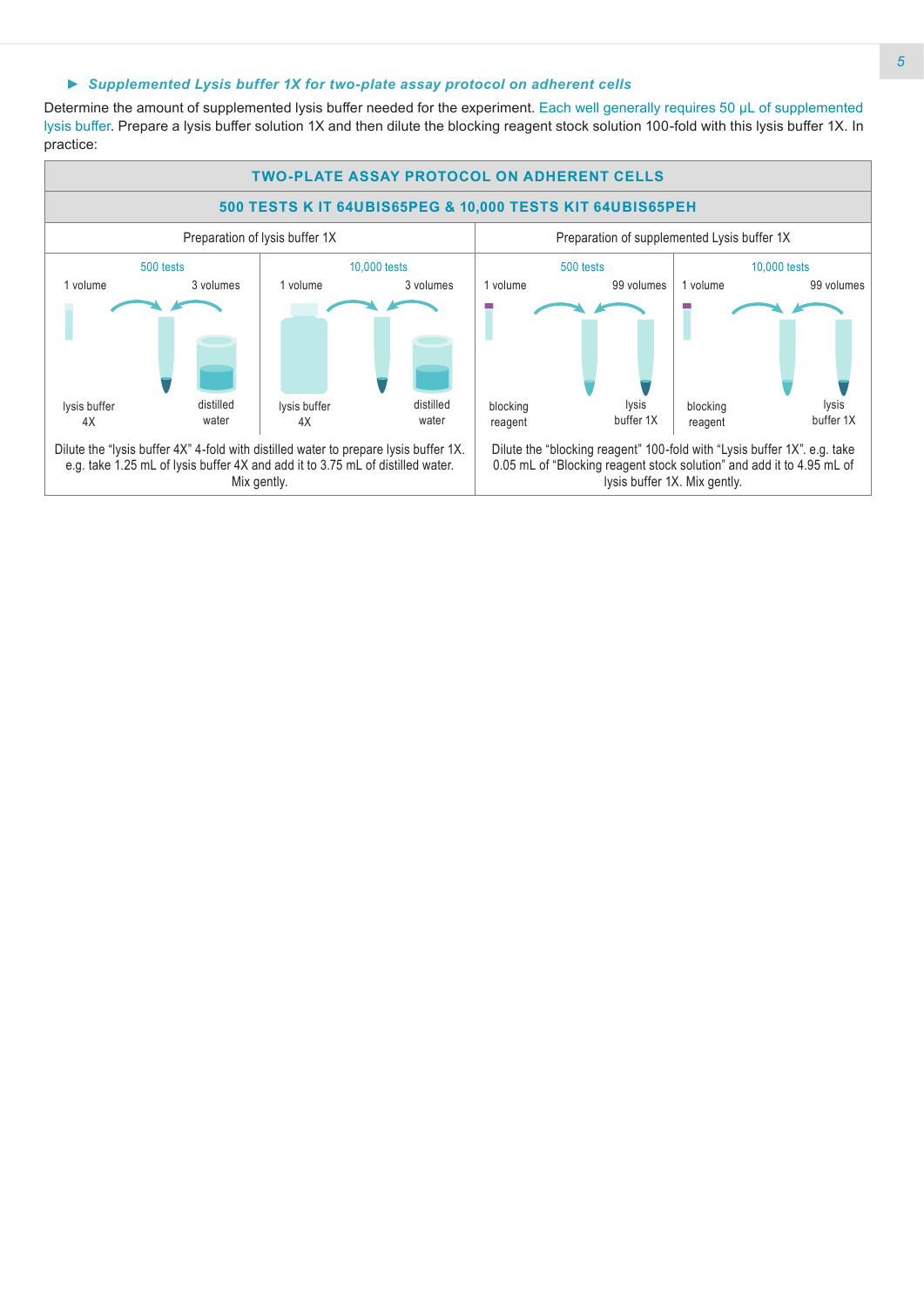### ► *Supplemented Lysis buffer 1X for two-plate assay protocol on adherent cells*

Determine the amount of supplemented lysis buffer needed for the experiment. Each well generally requires 50 µL of supplemented lysis buffer. Prepare a lysis buffer solution 1X and then dilute the blocking reagent stock solution 100-fold with this lysis buffer 1X. In practice:

| TWO-PLATE ASSAY PROTOCOL ON ADHERENT CELLS | | | |
|---|---|---|---|
| **500 TESTS K IT 64UBIS65PEG & 10,000 TESTS KIT 64UBIS65PEH** | | | |
| Preparation of lysis buffer 1X | | Preparation of supplemented Lysis buffer 1X | |
| 500 tests | 10,000 tests | 500 tests | 10,000 tests |
| 1 volume lysis buffer 4X + 3 volumes distilled water | 1 volume lysis buffer 4X + 3 volumes distilled water | 1 volume blocking reagent + 99 volumes lysis buffer 1X | 1 volume blocking reagent + 99 volumes lysis buffer 1X |
| Dilute the "lysis buffer 4X" 4-fold with distilled water to prepare lysis buffer 1X. e.g. take 1.25 mL of lysis buffer 4X and add it to 3.75 mL of distilled water. Mix gently. | | Dilute the "blocking reagent" 100-fold with "Lysis buffer 1X". e.g. take 0.05 mL of "Blocking reagent stock solution" and add it to 4.95 mL of lysis buffer 1X. Mix gently. | |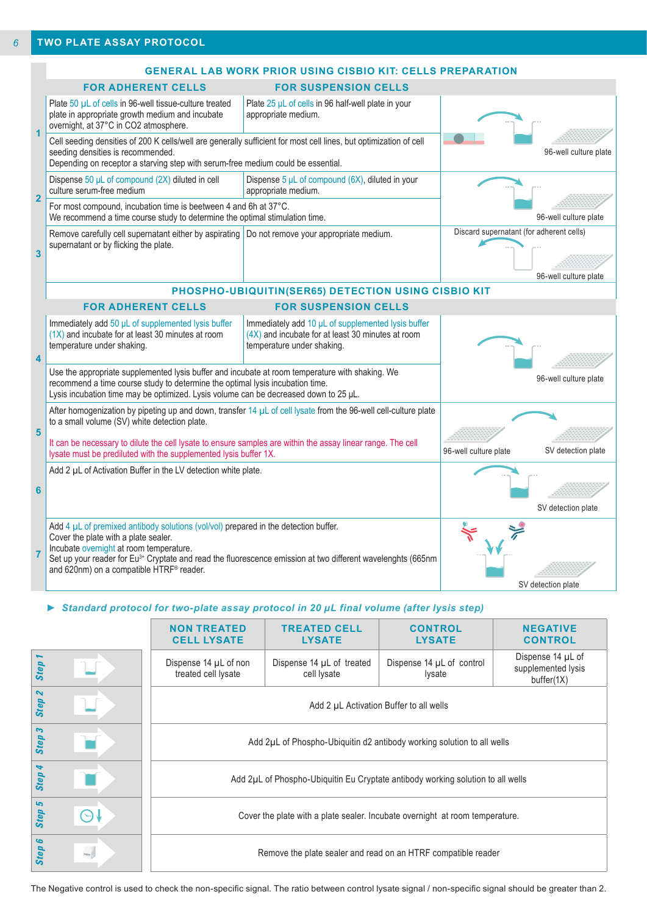## TWO PLATE ASSAY PROTOCOL

### GENERAL LAB WORK PRIOR USING CISBIO KIT: CELLS PREPARATION

| Step | FOR ADHERENT CELLS | FOR SUSPENSION CELLS | |
|---|---|---|---|
| 1 | Plate 50 µL of cells in 96-well tissue-culture treated plate in appropriate growth medium and incubate overnight, at 37°C in CO2 atmosphere. | Plate 25 µL of cells in 96 half-well plate in your appropriate medium. | 96-well culture plate |
| | Cell seeding densities of 200 K cells/well are generally sufficient for most cell lines, but optimization of cell seeding densities is recommended. Depending on receptor a starving step with serum-free medium could be essential. | | |
| 2 | Dispense 50 µL of compound (2X) diluted in cell culture serum-free medium | Dispense 5 µL of compound (6X), diluted in your appropriate medium. | 96-well culture plate |
| | For most compound, incubation time is beetween 4 and 6h at 37°C. We recommend a time course study to determine the optimal stimulation time. | | |
| 3 | Remove carefully cell supernatant either by aspirating supernatant or by flicking the plate. | Do not remove your appropriate medium. | Discard supernatant (for adherent cells) – 96-well culture plate |

### PHOSPHO-UBIQUITIN(SER65) DETECTION USING CISBIO KIT

| Step | FOR ADHERENT CELLS | FOR SUSPENSION CELLS | |
|---|---|---|---|
| 4 | Immediately add 50 µL of supplemented lysis buffer (1X) and incubate for at least 30 minutes at room temperature under shaking. | Immediately add 10 µL of supplemented lysis buffer (4X) and incubate for at least 30 minutes at room temperature under shaking. | 96-well culture plate |
| | Use the appropriate supplemented lysis buffer and incubate at room temperature with shaking. We recommend a time course study to determine the optimal lysis incubation time. Lysis incubation time may be optimized. Lysis volume can be decreased down to 25 µL. | | |
| 5 | After homogenization by pipeting up and down, transfer 14 µL of cell lysate from the 96-well cell-culture plate to a small volume (SV) white detection plate. It can be necessary to dilute the cell lysate to ensure samples are within the assay linear range. The cell lysate must be prediluted with the supplemented lysis buffer 1X. | | 96-well culture plate → SV detection plate |
| 6 | Add 2 µL of Activation Buffer in the LV detection white plate. | | SV detection plate |
| 7 | Add 4 µL of premixed antibody solutions (vol/vol) prepared in the detection buffer. Cover the plate with a plate sealer. Incubate overnight at room temperature. Set up your reader for $Eu^{3+}$ Cryptate and read the fluorescence emission at two different wavelenghts (665nm and 620nm) on a compatible HTRF® reader. | | SV detection plate |

► ***Standard protocol for two-plate assay protocol in 20 µL final volume (after lysis step)***

| | NON TREATED CELL LYSATE | TREATED CELL LYSATE | CONTROL LYSATE | NEGATIVE CONTROL |
|---|---|---|---|---|
| Step 1 | Dispense 14 µL of non treated cell lysate | Dispense 14 µL of treated cell lysate | Dispense 14 µL of control lysate | Dispense 14 µL of supplemented lysis buffer(1X) |
| Step 2 | Add 2 µL Activation Buffer to all wells | | | |
| Step 3 | Add 2µL of Phospho-Ubiquitin d2 antibody working solution to all wells | | | |
| Step 4 | Add 2µL of Phospho-Ubiquitin Eu Cryptate antibody working solution to all wells | | | |
| Step 5 | Cover the plate with a plate sealer. Incubate overnight at room temperature. | | | |
| Step 6 | Remove the plate sealer and read on an HTRF compatible reader | | | |

The Negative control is used to check the non-specific signal. The ratio between control lysate signal / non-specific signal should be greater than 2.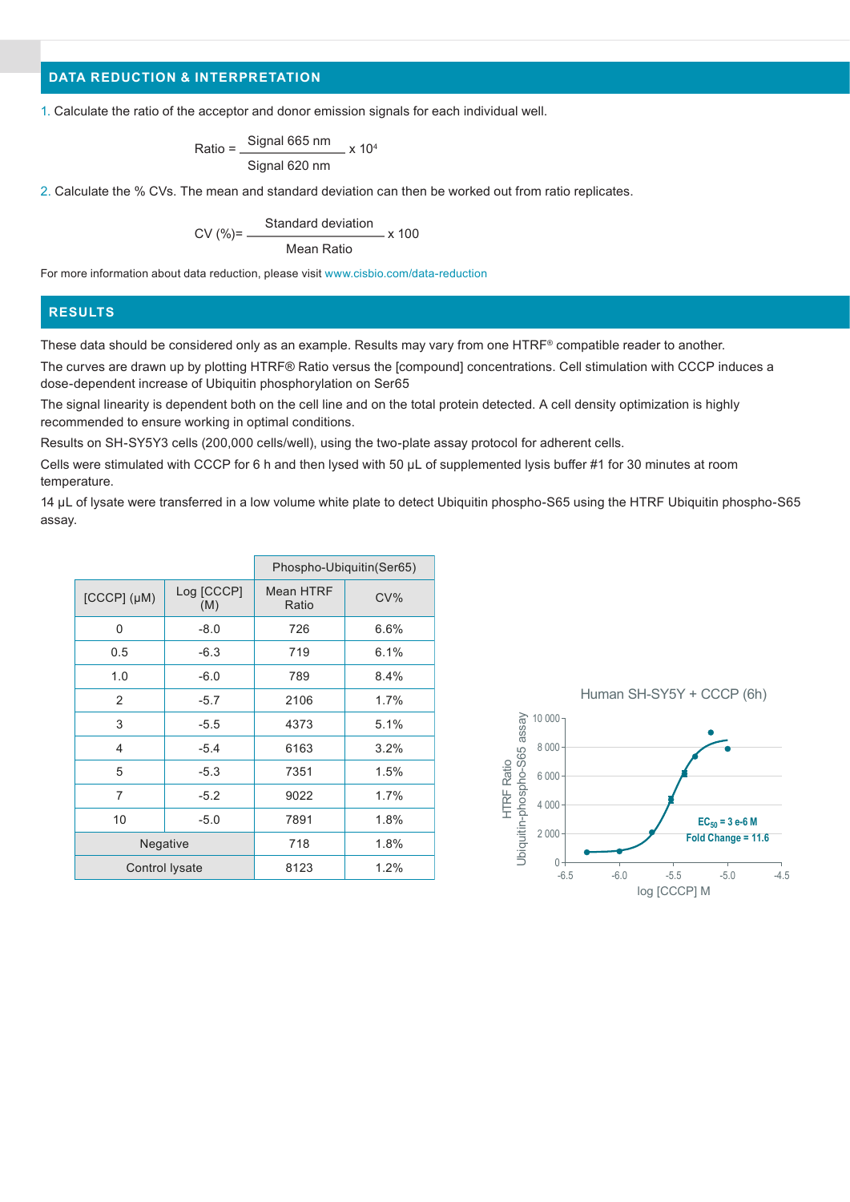## DATA REDUCTION & INTERPRETATION

1. Calculate the ratio of the acceptor and donor emission signals for each individual well.

$$\text{Ratio} = \frac{\text{Signal 665 nm}}{\text{Signal 620 nm}} \times 10^4$$

2. Calculate the % CVs. The mean and standard deviation can then be worked out from ratio replicates.

$$\text{CV (\%)} = \frac{\text{Standard deviation}}{\text{Mean Ratio}} \times 100$$

For more information about data reduction, please visit www.cisbio.com/data-reduction

## RESULTS

These data should be considered only as an example. Results may vary from one HTRF® compatible reader to another.

The curves are drawn up by plotting HTRF® Ratio versus the [compound] concentrations. Cell stimulation with CCCP induces a dose-dependent increase of Ubiquitin phosphorylation on Ser65

The signal linearity is dependent both on the cell line and on the total protein detected. A cell density optimization is highly recommended to ensure working in optimal conditions.

Results on SH-SY5Y3 cells (200,000 cells/well), using the two-plate assay protocol for adherent cells.

Cells were stimulated with CCCP for 6 h and then lysed with 50 µL of supplemented lysis buffer #1 for 30 minutes at room temperature.

14 µL of lysate were transferred in a low volume white plate to detect Ubiquitin phospho-S65 using the HTRF Ubiquitin phospho-S65 assay.

| | | Phospho-Ubiquitin(Ser65) | |
|---|---|---|---|
| [CCCP] (µM) | Log [CCCP] (M) | Mean HTRF Ratio | CV% |
| 0 | -8.0 | 726 | 6.6% |
| 0.5 | -6.3 | 719 | 6.1% |
| 1.0 | -6.0 | 789 | 8.4% |
| 2 | -5.7 | 2106 | 1.7% |
| 3 | -5.5 | 4373 | 5.1% |
| 4 | -5.4 | 6163 | 3.2% |
| 5 | -5.3 | 7351 | 1.5% |
| 7 | -5.2 | 9022 | 1.7% |
| 10 | -5.0 | 7891 | 1.8% |
| Negative | | 718 | 1.8% |
| Control lysate | | 8123 | 1.2% |

Human SH-SY5Y + CCCP (6h)

$EC_{50}$ = 3 e-6 M
Fold Change = 11.6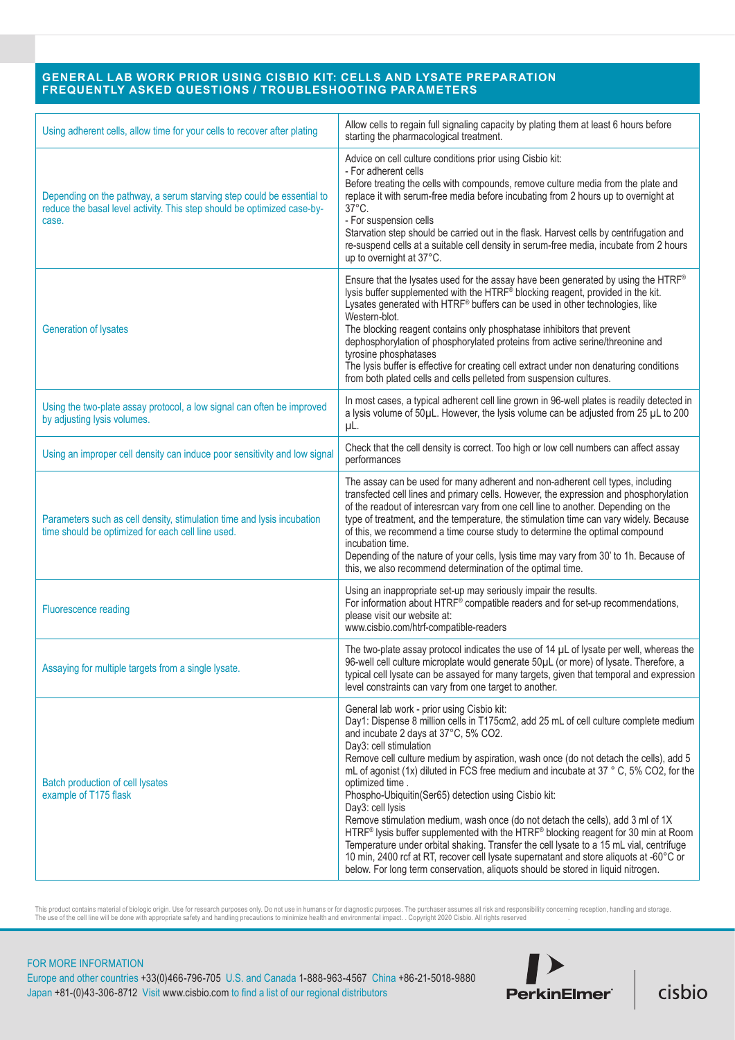## GENERAL LAB WORK PRIOR USING CISBIO KIT: CELLS AND LYSATE PREPARATION
## FREQUENTLY ASKED QUESTIONS / TROUBLESHOOTING PARAMETERS

| | |
|---|---|
| Using adherent cells, allow time for your cells to recover after plating | Allow cells to regain full signaling capacity by plating them at least 6 hours before starting the pharmacological treatment. |
| Depending on the pathway, a serum starving step could be essential to reduce the basal level activity. This step should be optimized case-by-case. | Advice on cell culture conditions prior using Cisbio kit:<br>- For adherent cells<br>Before treating the cells with compounds, remove culture media from the plate and replace it with serum-free media before incubating from 2 hours up to overnight at 37°C.<br>- For suspension cells<br>Starvation step should be carried out in the flask. Harvest cells by centrifugation and re-suspend cells at a suitable cell density in serum-free media, incubate from 2 hours up to overnight at 37°C. |
| Generation of lysates | Ensure that the lysates used for the assay have been generated by using the HTRF® lysis buffer supplemented with the HTRF® blocking reagent, provided in the kit. Lysates generated with HTRF® buffers can be used in other technologies, like Western-blot.<br>The blocking reagent contains only phosphatase inhibitors that prevent dephosphorylation of phosphorylated proteins from active serine/threonine and tyrosine phosphatases<br>The lysis buffer is effective for creating cell extract under non denaturing conditions from both plated cells and cells pelleted from suspension cultures. |
| Using the two-plate assay protocol, a low signal can often be improved by adjusting lysis volumes. | In most cases, a typical adherent cell line grown in 96-well plates is readily detected in a lysis volume of 50µL. However, the lysis volume can be adjusted from 25 µL to 200 µL. |
| Using an improper cell density can induce poor sensitivity and low signal | Check that the cell density is correct. Too high or low cell numbers can affect assay performances |
| Parameters such as cell density, stimulation time and lysis incubation time should be optimized for each cell line used. | The assay can be used for many adherent and non-adherent cell types, including transfected cell lines and primary cells. However, the expression and phosphorylation of the readout of interesrcan vary from one cell line to another. Depending on the type of treatment, and the temperature, the stimulation time can vary widely. Because of this, we recommend a time course study to determine the optimal compound incubation time.<br>Depending of the nature of your cells, lysis time may vary from 30' to 1h. Because of this, we also recommend determination of the optimal time. |
| Fluorescence reading | Using an inappropriate set-up may seriously impair the results.<br>For information about HTRF® compatible readers and for set-up recommendations, please visit our website at:<br>www.cisbio.com/htrf-compatible-readers |
| Assaying for multiple targets from a single lysate. | The two-plate assay protocol indicates the use of 14 µL of lysate per well, whereas the 96-well cell culture microplate would generate 50µL (or more) of lysate. Therefore, a typical cell lysate can be assayed for many targets, given that temporal and expression level constraints can vary from one target to another. |
| Batch production of cell lysates<br>example of T175 flask | General lab work - prior using Cisbio kit:<br>Day1: Dispense 8 million cells in T175cm2, add 25 mL of cell culture complete medium and incubate 2 days at 37°C, 5% CO2.<br>Day3: cell stimulation<br>Remove cell culture medium by aspiration, wash once (do not detach the cells), add 5 mL of agonist (1x) diluted in FCS free medium and incubate at 37 ° C, 5% CO2, for the optimized time .<br>Phospho-Ubiquitin(Ser65) detection using Cisbio kit:<br>Day3: cell lysis<br>Remove stimulation medium, wash once (do not detach the cells), add 3 ml of 1X HTRF® lysis buffer supplemented with the HTRF® blocking reagent for 30 min at Room Temperature under orbital shaking. Transfer the cell lysate to a 15 mL vial, centrifuge 10 min, 2400 rcf at RT, recover cell lysate supernatant and store aliquots at -60°C or below. For long term conservation, aliquots should be stored in liquid nitrogen. |

This product contains material of biologic origin. Use for research purposes only. Do not use in humans or for diagnostic purposes. The purchaser assumes all risk and responsibility concerning reception, handling and storage. The use of the cell line will be done with appropriate safety and handling precautions to minimize health and environmental impact. . Copyright 2020 Cisbio. All rights reserved

FOR MORE INFORMATION

Europe and other countries +33(0)466-796-705 U.S. and Canada 1-888-963-4567 China +86-21-5018-9880
Japan +81-(0)43-306-8712 Visit www.cisbio.com to find a list of our regional distributors

PerkinElmer | cisbio